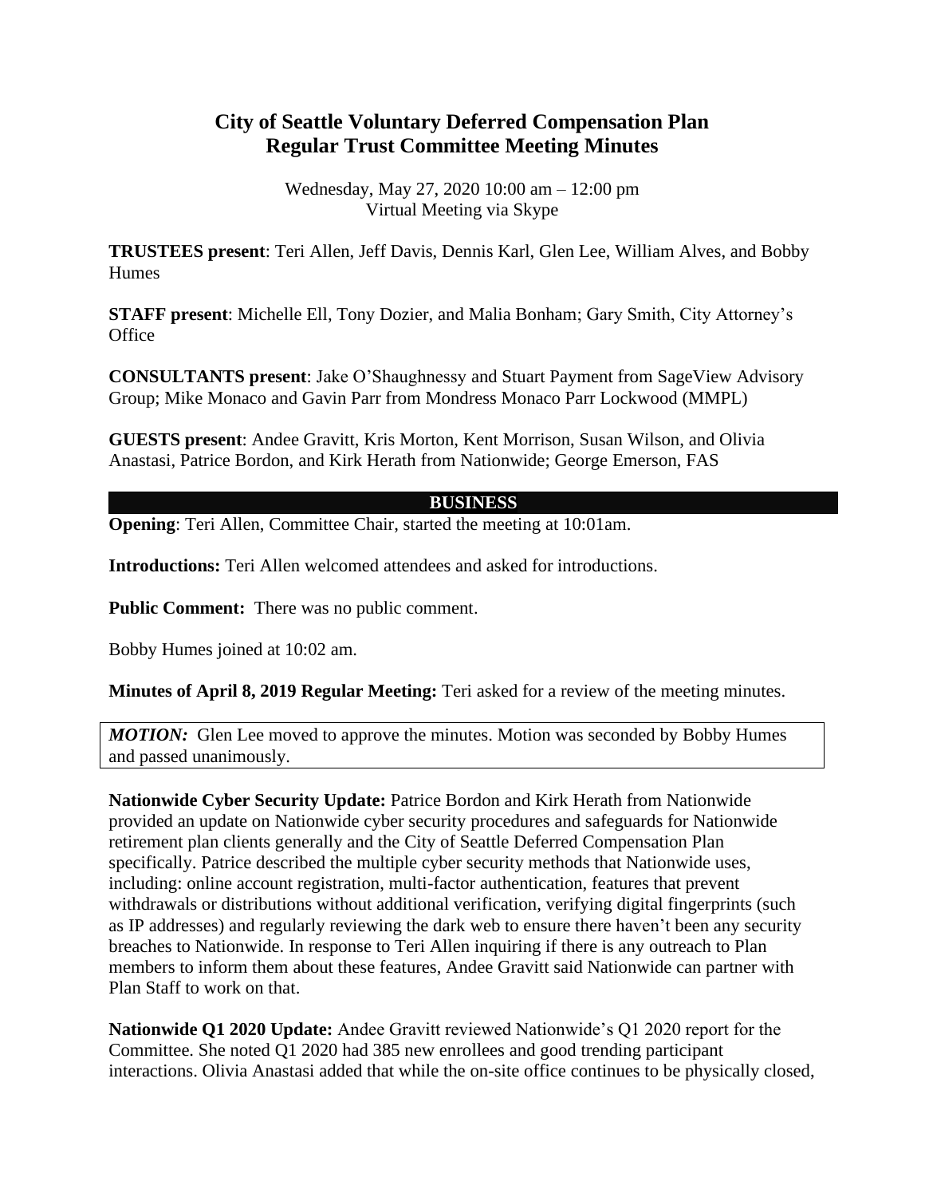# City of Seattle Voluntary Deferred Compensation Plan
# Regular Trust Committee Meeting Minutes

Wednesday, May 27, 2020 10:00 am – 12:00 pm
Virtual Meeting via Skype

**TRUSTEES present**: Teri Allen, Jeff Davis, Dennis Karl, Glen Lee, William Alves, and Bobby Humes

**STAFF present**: Michelle Ell, Tony Dozier, and Malia Bonham; Gary Smith, City Attorney's Office

**CONSULTANTS present**: Jake O'Shaughnessy and Stuart Payment from SageView Advisory Group; Mike Monaco and Gavin Parr from Mondress Monaco Parr Lockwood (MMPL)

**GUESTS present**: Andee Gravitt, Kris Morton, Kent Morrison, Susan Wilson, and Olivia Anastasi, Patrice Bordon, and Kirk Herath from Nationwide; George Emerson, FAS

## BUSINESS

**Opening**: Teri Allen, Committee Chair, started the meeting at 10:01am.

**Introductions:** Teri Allen welcomed attendees and asked for introductions.

**Public Comment:** There was no public comment.

Bobby Humes joined at 10:02 am.

**Minutes of April 8, 2019 Regular Meeting:** Teri asked for a review of the meeting minutes.

> ***MOTION:*** Glen Lee moved to approve the minutes. Motion was seconded by Bobby Humes and passed unanimously.

**Nationwide Cyber Security Update:** Patrice Bordon and Kirk Herath from Nationwide provided an update on Nationwide cyber security procedures and safeguards for Nationwide retirement plan clients generally and the City of Seattle Deferred Compensation Plan specifically. Patrice described the multiple cyber security methods that Nationwide uses, including: online account registration, multi-factor authentication, features that prevent withdrawals or distributions without additional verification, verifying digital fingerprints (such as IP addresses) and regularly reviewing the dark web to ensure there haven't been any security breaches to Nationwide. In response to Teri Allen inquiring if there is any outreach to Plan members to inform them about these features, Andee Gravitt said Nationwide can partner with Plan Staff to work on that.

**Nationwide Q1 2020 Update:** Andee Gravitt reviewed Nationwide's Q1 2020 report for the Committee. She noted Q1 2020 had 385 new enrollees and good trending participant interactions. Olivia Anastasi added that while the on-site office continues to be physically closed,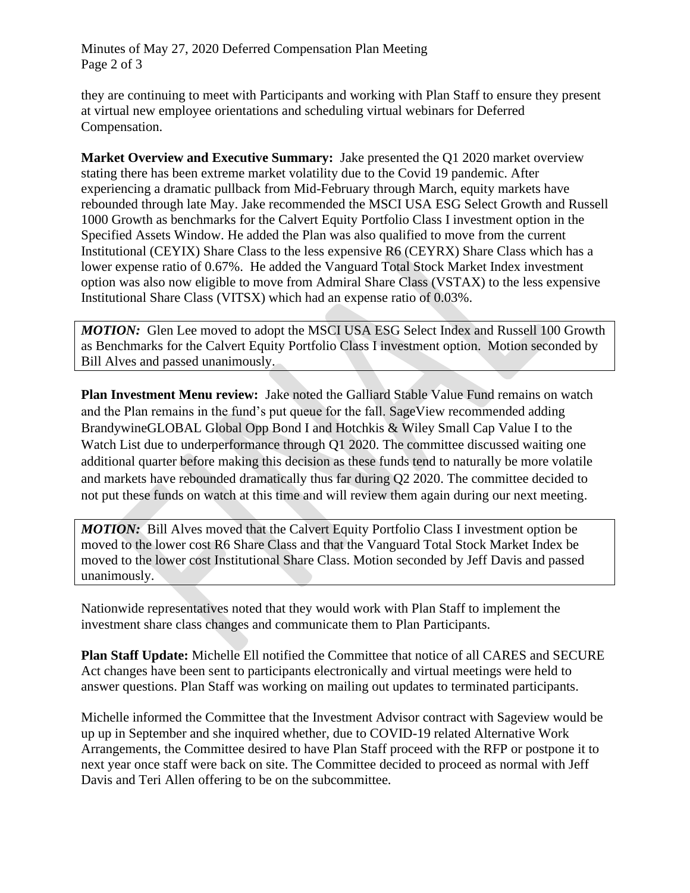they are continuing to meet with Participants and working with Plan Staff to ensure they present at virtual new employee orientations and scheduling virtual webinars for Deferred Compensation.

**Market Overview and Executive Summary:** Jake presented the Q1 2020 market overview stating there has been extreme market volatility due to the Covid 19 pandemic. After experiencing a dramatic pullback from Mid-February through March, equity markets have rebounded through late May. Jake recommended the MSCI USA ESG Select Growth and Russell 1000 Growth as benchmarks for the Calvert Equity Portfolio Class I investment option in the Specified Assets Window. He added the Plan was also qualified to move from the current Institutional (CEYIX) Share Class to the less expensive R6 (CEYRX) Share Class which has a lower expense ratio of 0.67%. He added the Vanguard Total Stock Market Index investment option was also now eligible to move from Admiral Share Class (VSTAX) to the less expensive Institutional Share Class (VITSX) which had an expense ratio of 0.03%.

> ***MOTION:*** Glen Lee moved to adopt the MSCI USA ESG Select Index and Russell 100 Growth as Benchmarks for the Calvert Equity Portfolio Class I investment option. Motion seconded by Bill Alves and passed unanimously.

**Plan Investment Menu review:** Jake noted the Galliard Stable Value Fund remains on watch and the Plan remains in the fund's put queue for the fall. SageView recommended adding BrandywineGLOBAL Global Opp Bond I and Hotchkis & Wiley Small Cap Value I to the Watch List due to underperformance through Q1 2020. The committee discussed waiting one additional quarter before making this decision as these funds tend to naturally be more volatile and markets have rebounded dramatically thus far during Q2 2020. The committee decided to not put these funds on watch at this time and will review them again during our next meeting.

> ***MOTION:*** Bill Alves moved that the Calvert Equity Portfolio Class I investment option be moved to the lower cost R6 Share Class and that the Vanguard Total Stock Market Index be moved to the lower cost Institutional Share Class. Motion seconded by Jeff Davis and passed unanimously.

Nationwide representatives noted that they would work with Plan Staff to implement the investment share class changes and communicate them to Plan Participants.

**Plan Staff Update:** Michelle Ell notified the Committee that notice of all CARES and SECURE Act changes have been sent to participants electronically and virtual meetings were held to answer questions. Plan Staff was working on mailing out updates to terminated participants.

Michelle informed the Committee that the Investment Advisor contract with Sageview would be up up in September and she inquired whether, due to COVID-19 related Alternative Work Arrangements, the Committee desired to have Plan Staff proceed with the RFP or postpone it to next year once staff were back on site. The Committee decided to proceed as normal with Jeff Davis and Teri Allen offering to be on the subcommittee.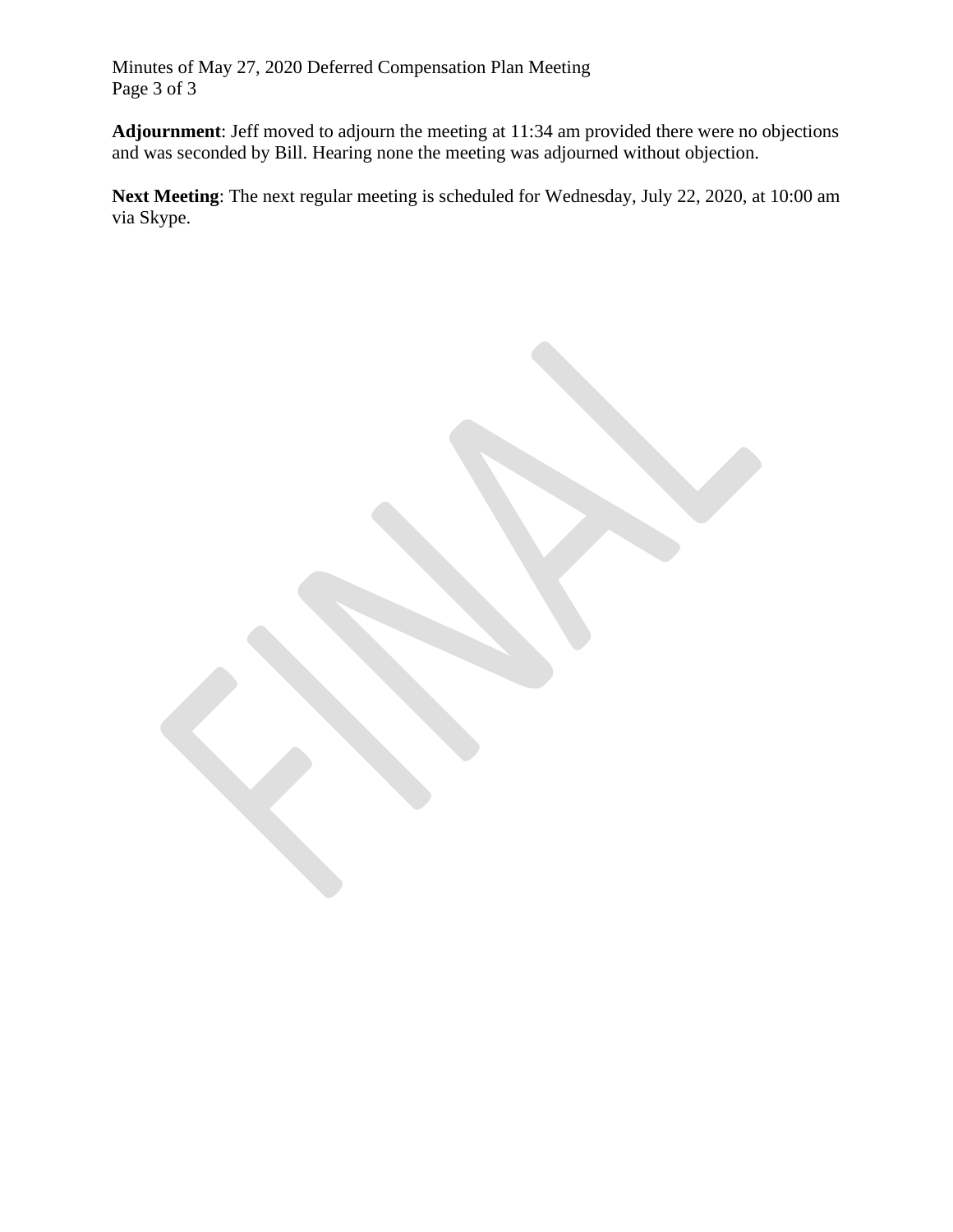**Adjournment**: Jeff moved to adjourn the meeting at 11:34 am provided there were no objections and was seconded by Bill. Hearing none the meeting was adjourned without objection.

**Next Meeting**: The next regular meeting is scheduled for Wednesday, July 22, 2020, at 10:00 am via Skype.